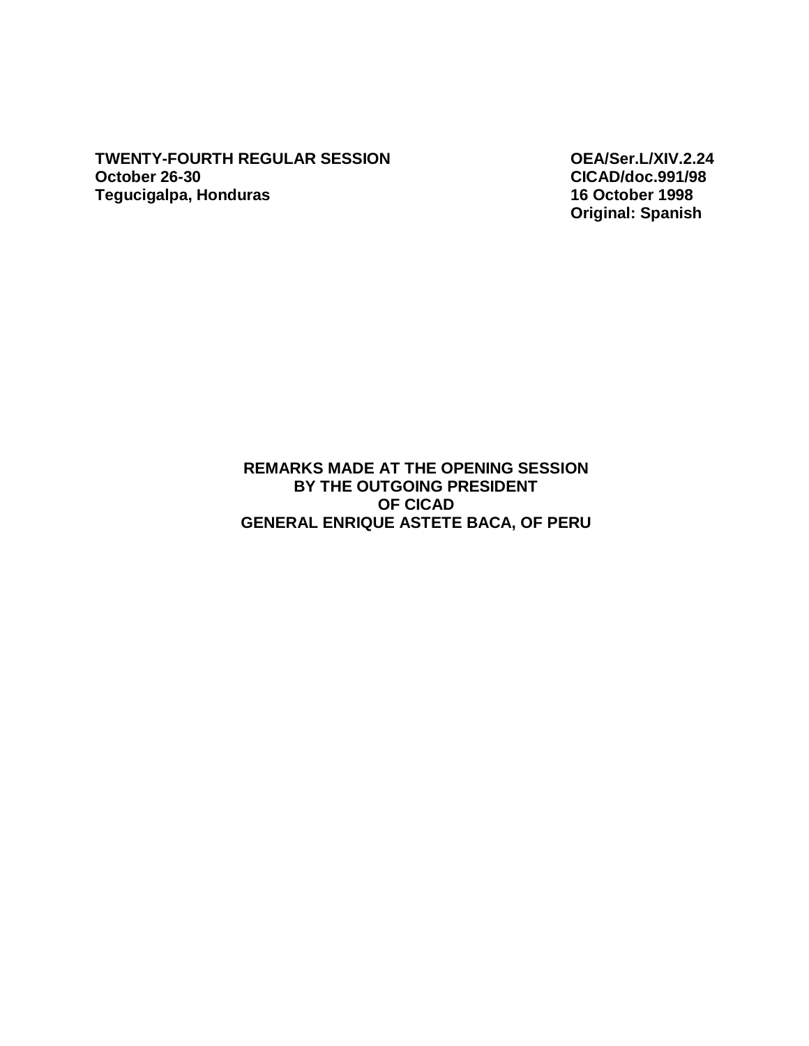**TWENTY-FOURTH REGULAR SESSION**
**October 26-30**
**Tegucigalpa, Honduras**

**OEA/Ser.L/XIV.2.24**
**CICAD/doc.991/98**
**16 October 1998**
**Original: Spanish**

# REMARKS MADE AT THE OPENING SESSION BY THE OUTGOING PRESIDENT OF CICAD GENERAL ENRIQUE ASTETE BACA, OF PERU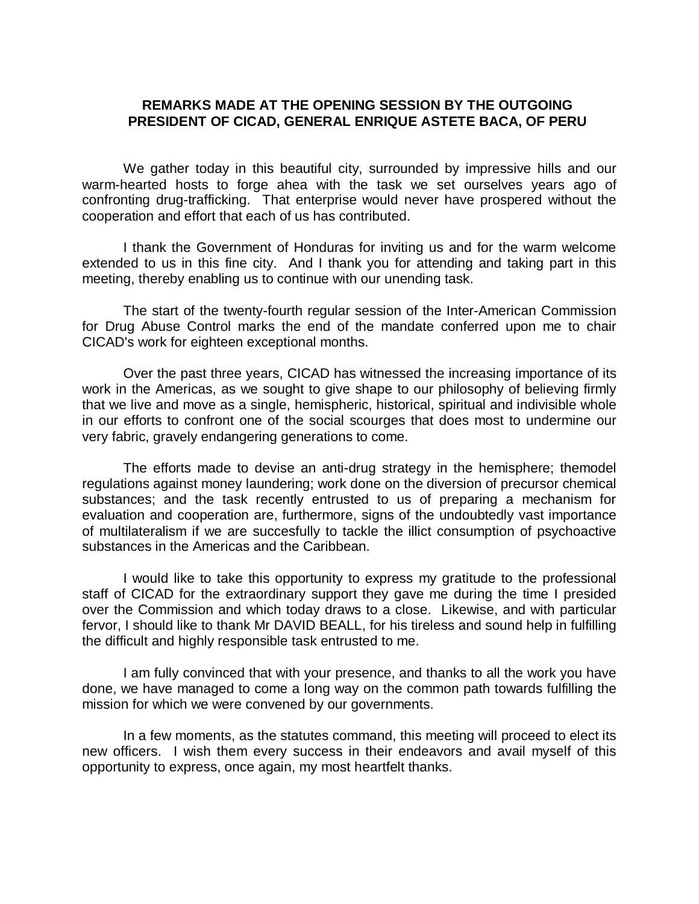**REMARKS MADE AT THE OPENING SESSION BY THE OUTGOING PRESIDENT OF CICAD, GENERAL ENRIQUE ASTETE BACA, OF PERU**

We gather today in this beautiful city, surrounded by impressive hills and our warm-hearted hosts to forge ahea with the task we set ourselves years ago of confronting drug-trafficking. That enterprise would never have prospered without the cooperation and effort that each of us has contributed.

I thank the Government of Honduras for inviting us and for the warm welcome extended to us in this fine city. And I thank you for attending and taking part in this meeting, thereby enabling us to continue with our unending task.

The start of the twenty-fourth regular session of the Inter-American Commission for Drug Abuse Control marks the end of the mandate conferred upon me to chair CICAD's work for eighteen exceptional months.

Over the past three years, CICAD has witnessed the increasing importance of its work in the Americas, as we sought to give shape to our philosophy of believing firmly that we live and move as a single, hemispheric, historical, spiritual and indivisible whole in our efforts to confront one of the social scourges that does most to undermine our very fabric, gravely endangering generations to come.

The efforts made to devise an anti-drug strategy in the hemisphere; themodel regulations against money laundering; work done on the diversion of precursor chemical substances; and the task recently entrusted to us of preparing a mechanism for evaluation and cooperation are, furthermore, signs of the undoubtedly vast importance of multilateralism if we are succesfully to tackle the illict consumption of psychoactive substances in the Americas and the Caribbean.

I would like to take this opportunity to express my gratitude to the professional staff of CICAD for the extraordinary support they gave me during the time I presided over the Commission and which today draws to a close. Likewise, and with particular fervor, I should like to thank Mr DAVID BEALL, for his tireless and sound help in fulfilling the difficult and highly responsible task entrusted to me.

I am fully convinced that with your presence, and thanks to all the work you have done, we have managed to come a long way on the common path towards fulfilling the mission for which we were convened by our governments.

In a few moments, as the statutes command, this meeting will proceed to elect its new officers. I wish them every success in their endeavors and avail myself of this opportunity to express, once again, my most heartfelt thanks.